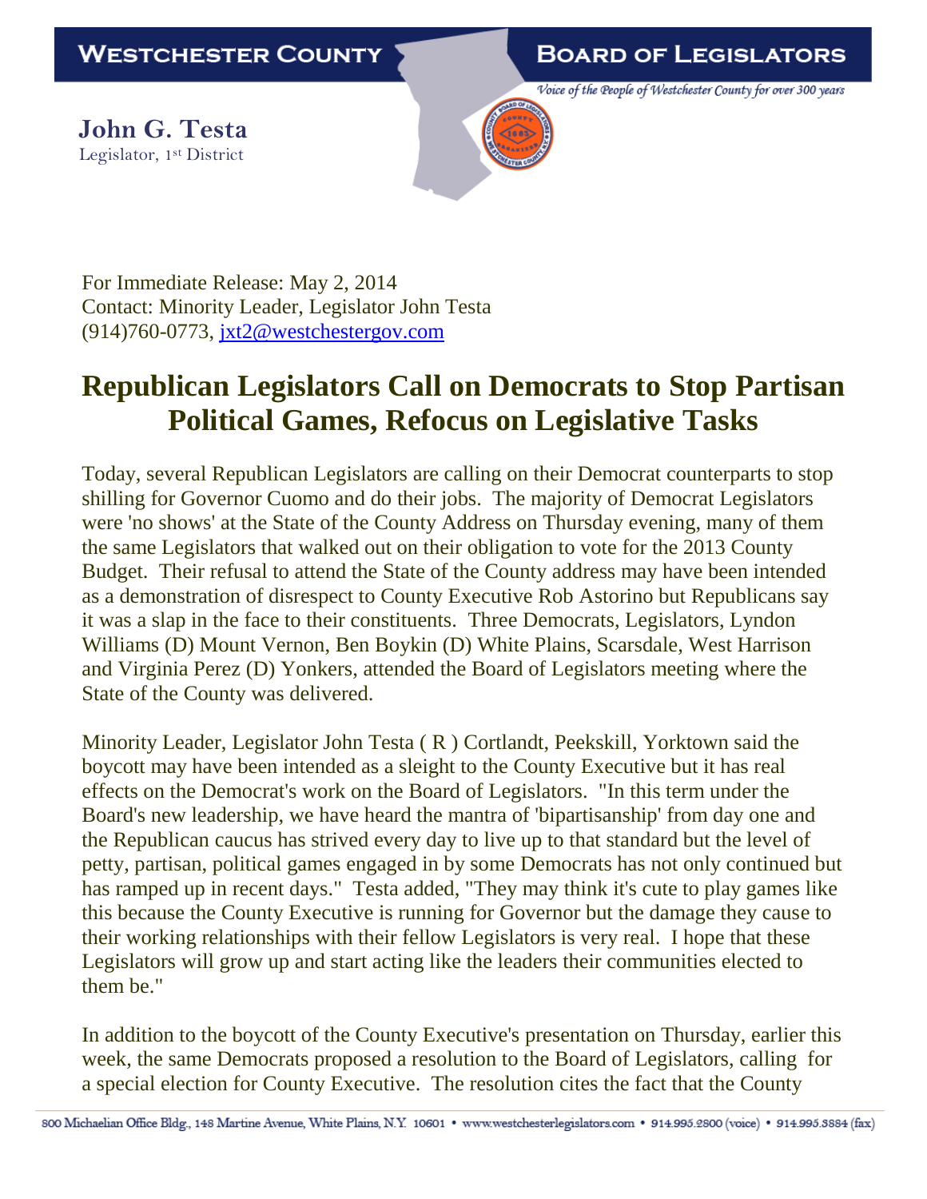**WESTCHESTER COUNTY** | **BOARD OF LEGISLATORS**

*Voice of the People of Westchester County for over 300 years*

**John G. Testa**
Legislator, 1st District

For Immediate Release: May 2, 2014
Contact: Minority Leader, Legislator John Testa
(914)760-0773, [jxt2@westchestergov.com](mailto:jxt2@westchestergov.com)

# Republican Legislators Call on Democrats to Stop Partisan Political Games, Refocus on Legislative Tasks

Today, several Republican Legislators are calling on their Democrat counterparts to stop shilling for Governor Cuomo and do their jobs. The majority of Democrat Legislators were 'no shows' at the State of the County Address on Thursday evening, many of them the same Legislators that walked out on their obligation to vote for the 2013 County Budget. Their refusal to attend the State of the County address may have been intended as a demonstration of disrespect to County Executive Rob Astorino but Republicans say it was a slap in the face to their constituents. Three Democrats, Legislators, Lyndon Williams (D) Mount Vernon, Ben Boykin (D) White Plains, Scarsdale, West Harrison and Virginia Perez (D) Yonkers, attended the Board of Legislators meeting where the State of the County was delivered.

Minority Leader, Legislator John Testa ( R ) Cortlandt, Peekskill, Yorktown said the boycott may have been intended as a sleight to the County Executive but it has real effects on the Democrat's work on the Board of Legislators. "In this term under the Board's new leadership, we have heard the mantra of 'bipartisanship' from day one and the Republican caucus has strived every day to live up to that standard but the level of petty, partisan, political games engaged in by some Democrats has not only continued but has ramped up in recent days." Testa added, "They may think it's cute to play games like this because the County Executive is running for Governor but the damage they cause to their working relationships with their fellow Legislators is very real. I hope that these Legislators will grow up and start acting like the leaders their communities elected to them be."

In addition to the boycott of the County Executive's presentation on Thursday, earlier this week, the same Democrats proposed a resolution to the Board of Legislators, calling for a special election for County Executive. The resolution cites the fact that the County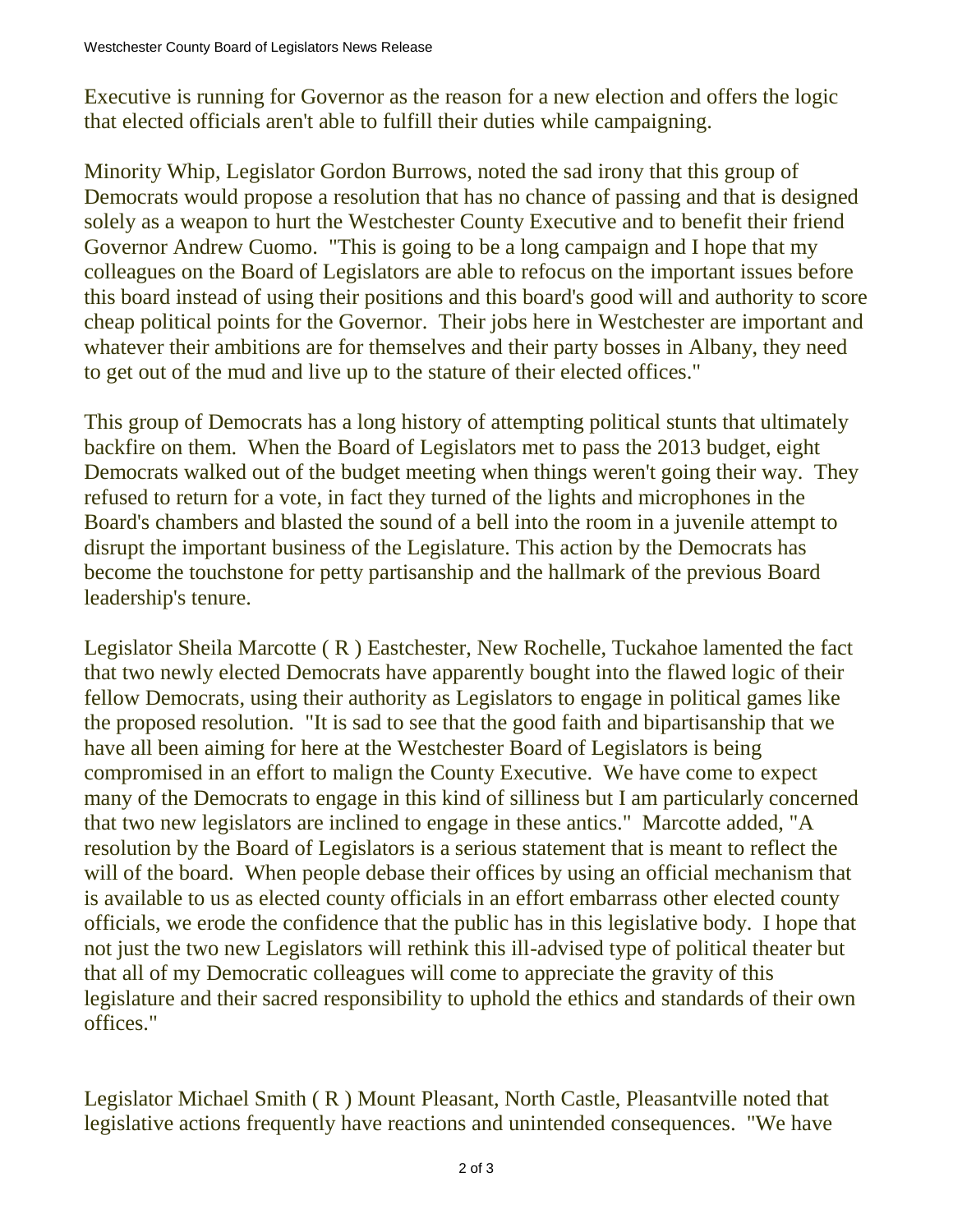Executive is running for Governor as the reason for a new election and offers the logic that elected officials aren't able to fulfill their duties while campaigning.

Minority Whip, Legislator Gordon Burrows, noted the sad irony that this group of Democrats would propose a resolution that has no chance of passing and that is designed solely as a weapon to hurt the Westchester County Executive and to benefit their friend Governor Andrew Cuomo. "This is going to be a long campaign and I hope that my colleagues on the Board of Legislators are able to refocus on the important issues before this board instead of using their positions and this board's good will and authority to score cheap political points for the Governor. Their jobs here in Westchester are important and whatever their ambitions are for themselves and their party bosses in Albany, they need to get out of the mud and live up to the stature of their elected offices."

This group of Democrats has a long history of attempting political stunts that ultimately backfire on them. When the Board of Legislators met to pass the 2013 budget, eight Democrats walked out of the budget meeting when things weren't going their way. They refused to return for a vote, in fact they turned of the lights and microphones in the Board's chambers and blasted the sound of a bell into the room in a juvenile attempt to disrupt the important business of the Legislature. This action by the Democrats has become the touchstone for petty partisanship and the hallmark of the previous Board leadership's tenure.

Legislator Sheila Marcotte ( R ) Eastchester, New Rochelle, Tuckahoe lamented the fact that two newly elected Democrats have apparently bought into the flawed logic of their fellow Democrats, using their authority as Legislators to engage in political games like the proposed resolution. "It is sad to see that the good faith and bipartisanship that we have all been aiming for here at the Westchester Board of Legislators is being compromised in an effort to malign the County Executive. We have come to expect many of the Democrats to engage in this kind of silliness but I am particularly concerned that two new legislators are inclined to engage in these antics." Marcotte added, "A resolution by the Board of Legislators is a serious statement that is meant to reflect the will of the board. When people debase their offices by using an official mechanism that is available to us as elected county officials in an effort embarrass other elected county officials, we erode the confidence that the public has in this legislative body. I hope that not just the two new Legislators will rethink this ill-advised type of political theater but that all of my Democratic colleagues will come to appreciate the gravity of this legislature and their sacred responsibility to uphold the ethics and standards of their own offices."

Legislator Michael Smith ( R ) Mount Pleasant, North Castle, Pleasantville noted that legislative actions frequently have reactions and unintended consequences. "We have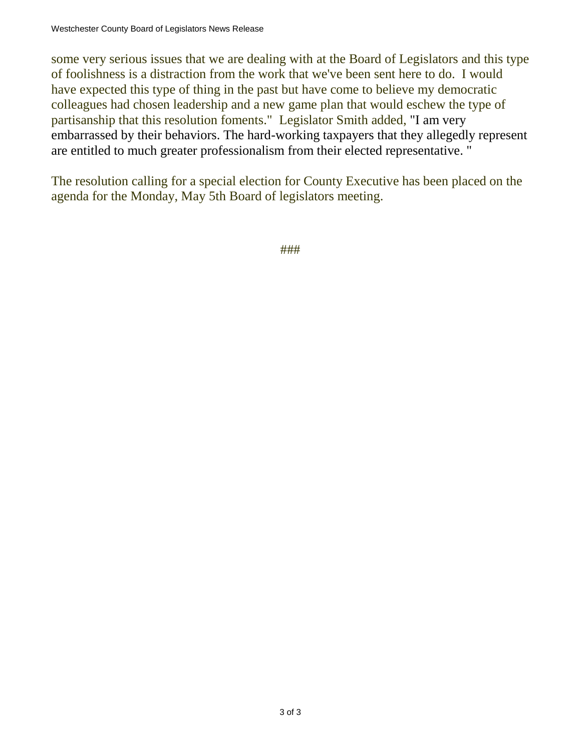some very serious issues that we are dealing with at the Board of Legislators and this type of foolishness is a distraction from the work that we've been sent here to do. I would have expected this type of thing in the past but have come to believe my democratic colleagues had chosen leadership and a new game plan that would eschew the type of partisanship that this resolution foments." Legislator Smith added, "I am very embarrassed by their behaviors. The hard-working taxpayers that they allegedly represent are entitled to much greater professionalism from their elected representative. "

The resolution calling for a special election for County Executive has been placed on the agenda for the Monday, May 5th Board of legislators meeting.

###